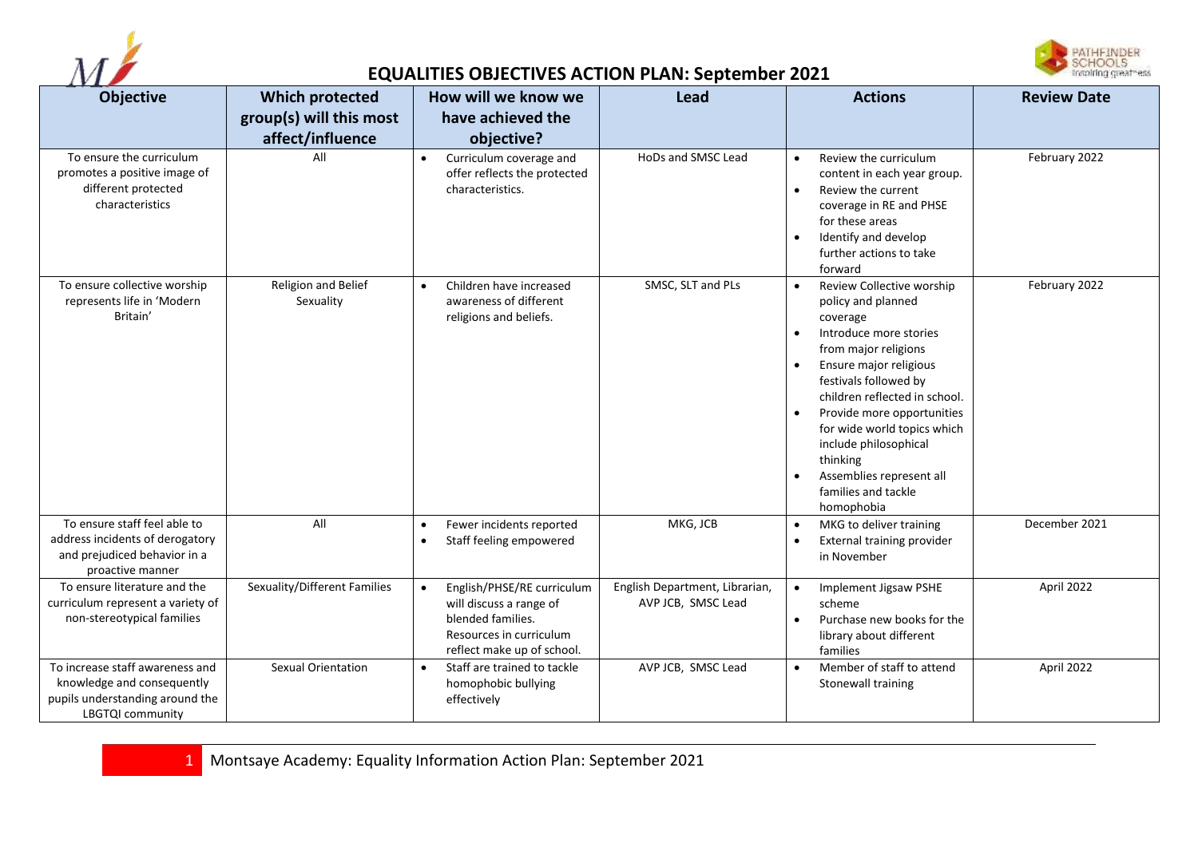# EQUALITIES OBJECTIVES ACTION PLAN: September 2021

| Objective | Which protected group(s) will this most affect/influence | How will we know we have achieved the objective? | Lead | Actions | Review Date |
|---|---|---|---|---|---|
| To ensure the curriculum promotes a positive image of different protected characteristics | All | • Curriculum coverage and offer reflects the protected characteristics. | HoDs and SMSC Lead | • Review the curriculum content in each year group.<br>• Review the current coverage in RE and PHSE for these areas<br>• Identify and develop further actions to take forward | February 2022 |
| To ensure collective worship represents life in 'Modern Britain' | Religion and Belief<br>Sexuality | • Children have increased awareness of different religions and beliefs. | SMSC, SLT and PLs | • Review Collective worship policy and planned coverage<br>• Introduce more stories from major religions<br>• Ensure major religious festivals followed by children reflected in school.<br>• Provide more opportunities for wide world topics which include philosophical thinking<br>• Assemblies represent all families and tackle homophobia | February 2022 |
| To ensure staff feel able to address incidents of derogatory and prejudiced behavior in a proactive manner | All | • Fewer incidents reported<br>• Staff feeling empowered | MKG, JCB | • MKG to deliver training<br>• External training provider in November | December 2021 |
| To ensure literature and the curriculum represent a variety of non-stereotypical families | Sexuality/Different Families | • English/PHSE/RE curriculum will discuss a range of blended families. Resources in curriculum reflect make up of school. | English Department, Librarian, AVP JCB, SMSC Lead | • Implement Jigsaw PSHE scheme<br>• Purchase new books for the library about different families | April 2022 |
| To increase staff awareness and knowledge and consequently pupils understanding around the LBGTQI community | Sexual Orientation | • Staff are trained to tackle homophobic bullying effectively | AVP JCB, SMSC Lead | • Member of staff to attend Stonewall training | April 2022 |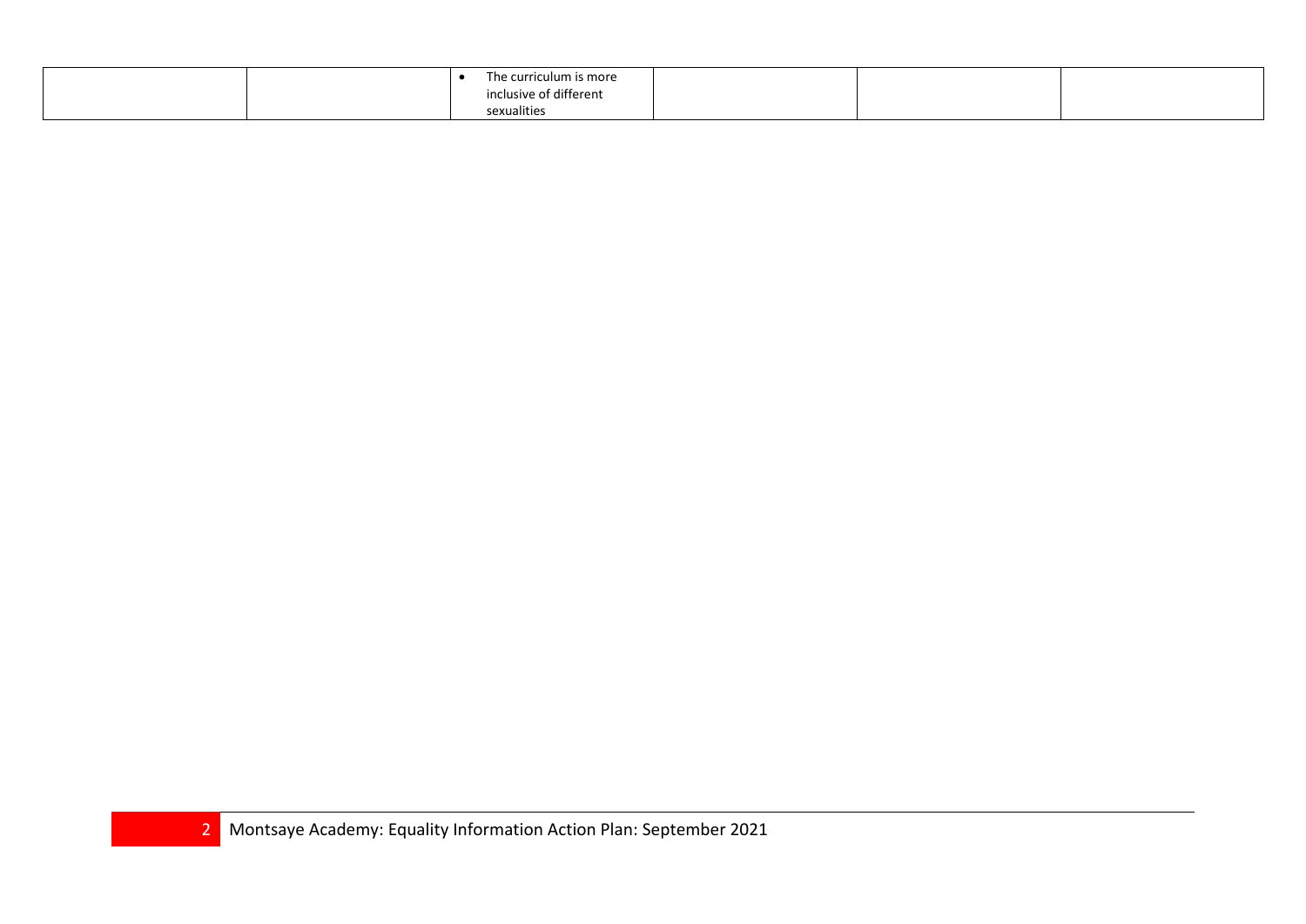| | | | | | |
|---|---|---|---|---|---|
| | | • The curriculum is more inclusive of different sexualities | | | |